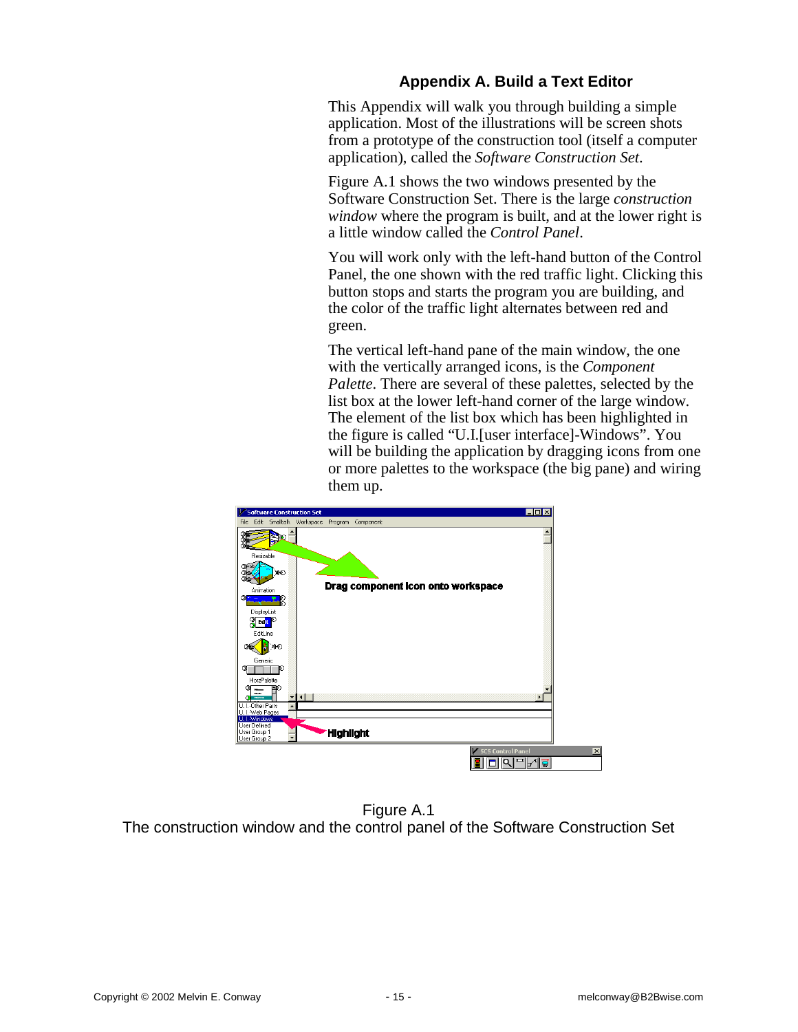## Appendix A. Build a Text Editor

This Appendix will walk you through building a simple application. Most of the illustrations will be screen shots from a prototype of the construction tool (itself a computer application), called the *Software Construction Set*.

Figure A.1 shows the two windows presented by the Software Construction Set. There is the large *construction window* where the program is built, and at the lower right is a little window called the *Control Panel*.

You will work only with the left-hand button of the Control Panel, the one shown with the red traffic light. Clicking this button stops and starts the program you are building, and the color of the traffic light alternates between red and green.

The vertical left-hand pane of the main window, the one with the vertically arranged icons, is the *Component Palette*. There are several of these palettes, selected by the list box at the lower left-hand corner of the large window. The element of the list box which has been highlighted in the figure is called "U.I.[user interface]-Windows". You will be building the application by dragging icons from one or more palettes to the workspace (the big pane) and wiring them up.

Figure A.1
The construction window and the control panel of the Software Construction Set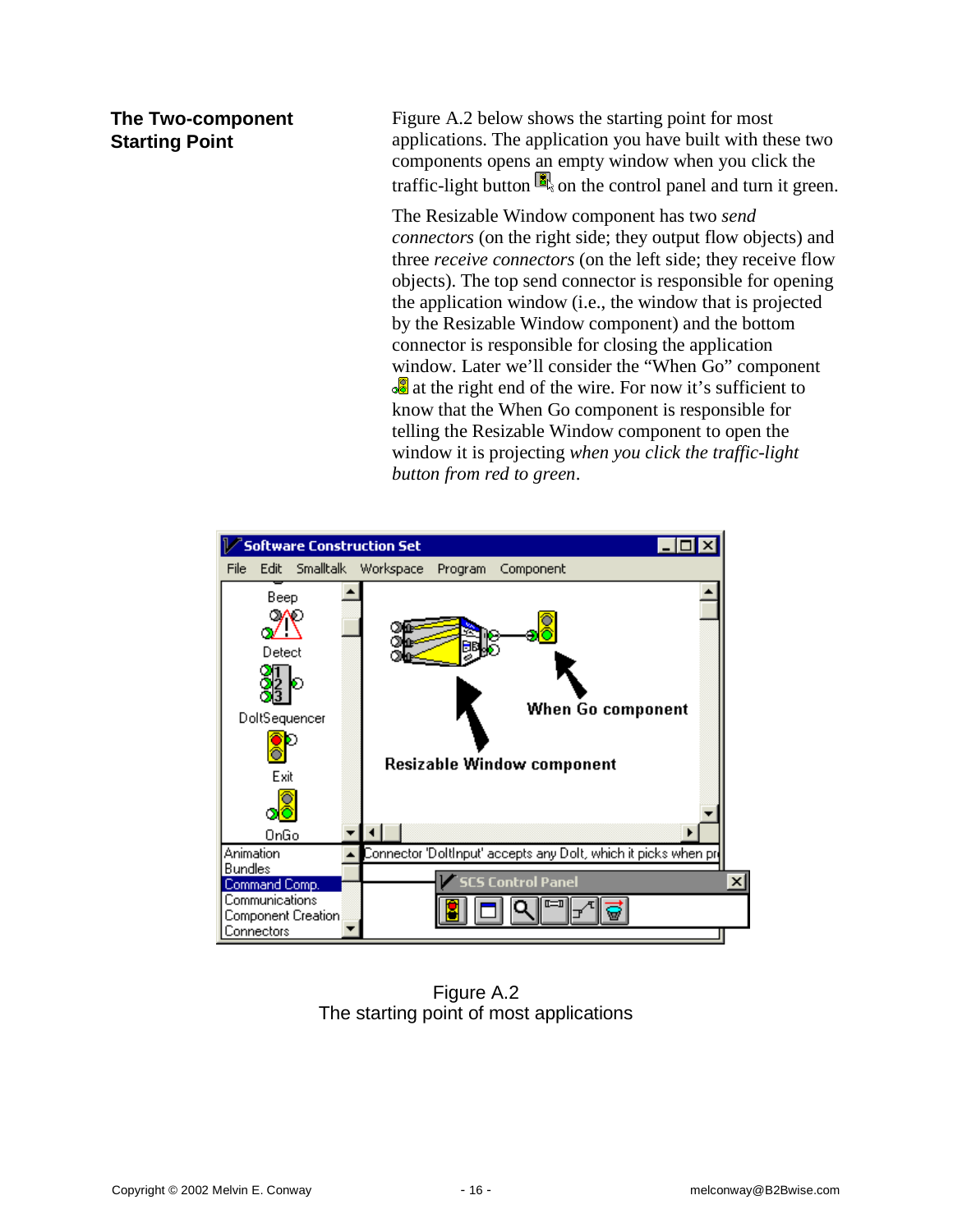## The Two-component Starting Point

Figure A.2 below shows the starting point for most applications. The application you have built with these two components opens an empty window when you click the traffic-light button on the control panel and turn it green.

The Resizable Window component has two *send connectors* (on the right side; they output flow objects) and three *receive connectors* (on the left side; they receive flow objects). The top send connector is responsible for opening the application window (i.e., the window that is projected by the Resizable Window component) and the bottom connector is responsible for closing the application window. Later we'll consider the "When Go" component at the right end of the wire. For now it's sufficient to know that the When Go component is responsible for telling the Resizable Window component to open the window it is projecting *when you click the traffic-light button from red to green*.

Figure A.2
The starting point of most applications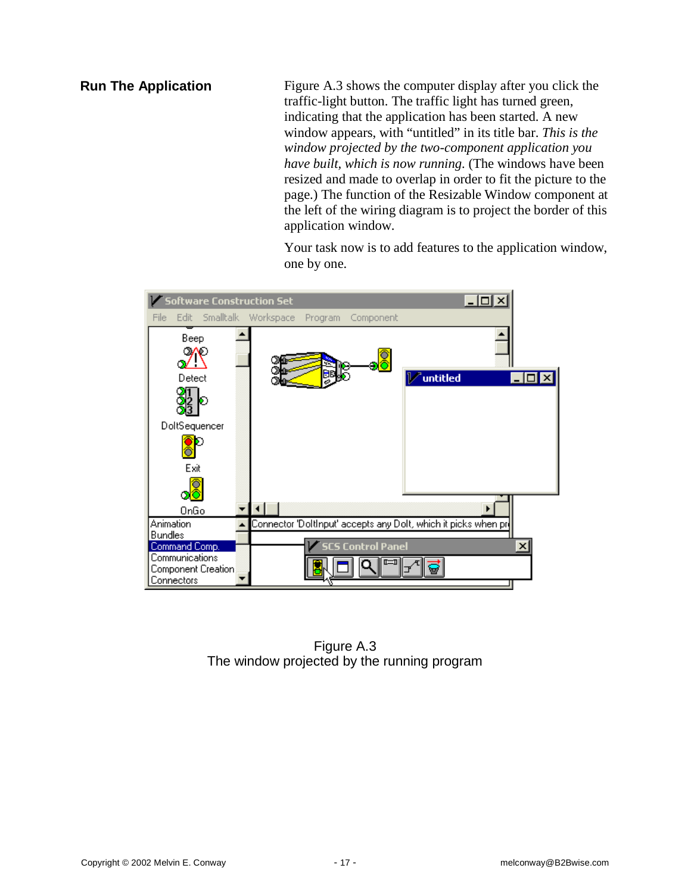## Run The Application

Figure A.3 shows the computer display after you click the traffic-light button. The traffic light has turned green, indicating that the application has been started. A new window appears, with "untitled" in its title bar. *This is the window projected by the two-component application you have built, which is now running.* (The windows have been resized and made to overlap in order to fit the picture to the page.) The function of the Resizable Window component at the left of the wiring diagram is to project the border of this application window.

Your task now is to add features to the application window, one by one.

Figure A.3
The window projected by the running program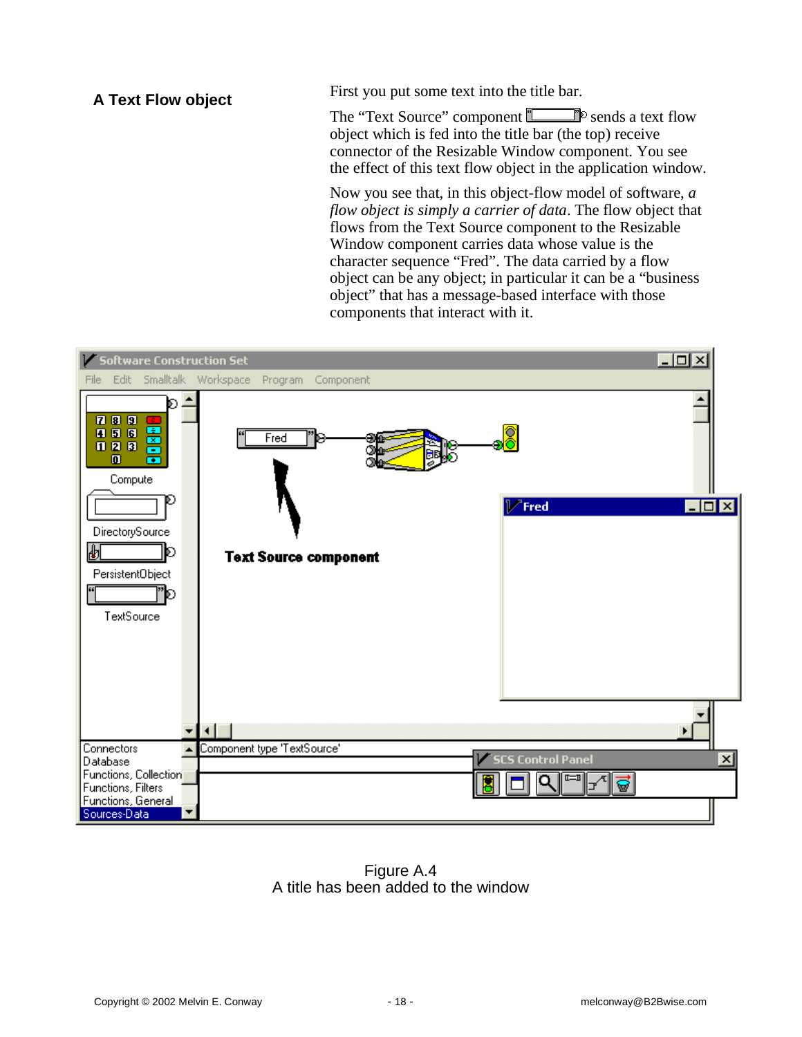### A Text Flow object

First you put some text into the title bar.

The "Text Source" component sends a text flow object which is fed into the title bar (the top) receive connector of the Resizable Window component. You see the effect of this text flow object in the application window.

Now you see that, in this object-flow model of software, *a flow object is simply a carrier of data*. The flow object that flows from the Text Source component to the Resizable Window component carries data whose value is the character sequence "Fred". The data carried by a flow object can be any object; in particular it can be a "business object" that has a message-based interface with those components that interact with it.

Figure A.4
A title has been added to the window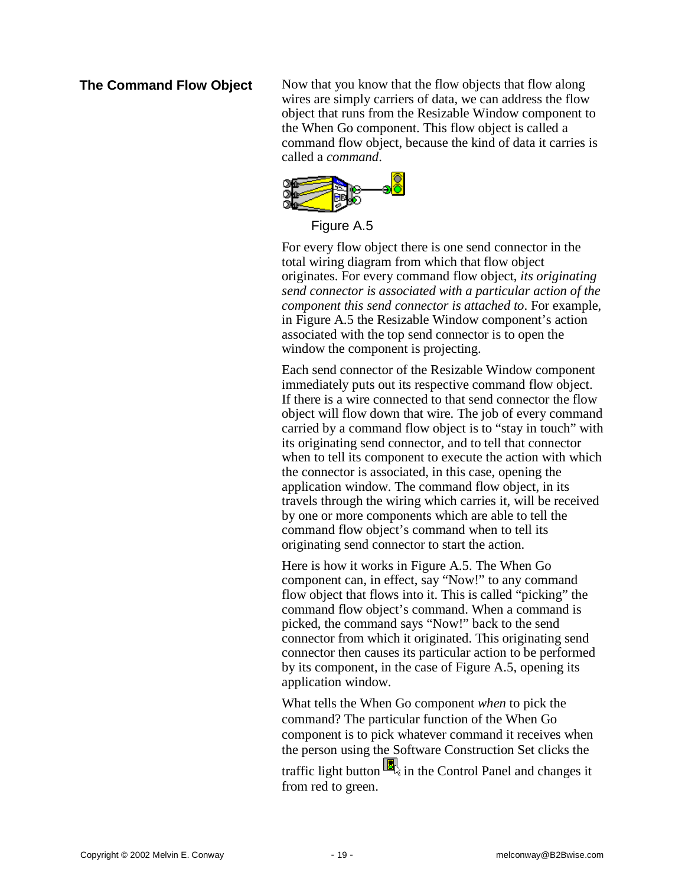## The Command Flow Object

Now that you know that the flow objects that flow along wires are simply carriers of data, we can address the flow object that runs from the Resizable Window component to the When Go component. This flow object is called a command flow object, because the kind of data it carries is called a *command*.

Figure A.5

For every flow object there is one send connector in the total wiring diagram from which that flow object originates. For every command flow object, *its originating send connector is associated with a particular action of the component this send connector is attached to*. For example, in Figure A.5 the Resizable Window component's action associated with the top send connector is to open the window the component is projecting.

Each send connector of the Resizable Window component immediately puts out its respective command flow object. If there is a wire connected to that send connector the flow object will flow down that wire. The job of every command carried by a command flow object is to "stay in touch" with its originating send connector, and to tell that connector when to tell its component to execute the action with which the connector is associated, in this case, opening the application window. The command flow object, in its travels through the wiring which carries it, will be received by one or more components which are able to tell the command flow object's command when to tell its originating send connector to start the action.

Here is how it works in Figure A.5. The When Go component can, in effect, say "Now!" to any command flow object that flows into it. This is called "picking" the command flow object's command. When a command is picked, the command says "Now!" back to the send connector from which it originated. This originating send connector then causes its particular action to be performed by its component, in the case of Figure A.5, opening its application window.

What tells the When Go component *when* to pick the command? The particular function of the When Go component is to pick whatever command it receives when the person using the Software Construction Set clicks the traffic light button in the Control Panel and changes it from red to green.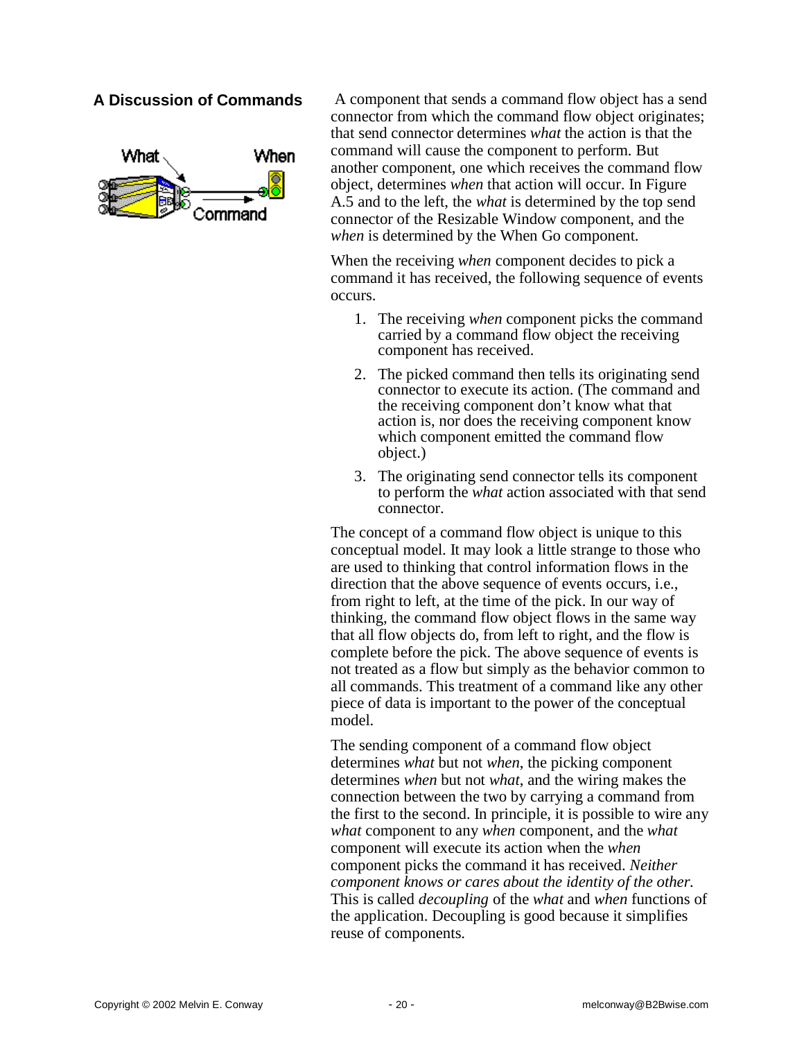## A Discussion of Commands

A component that sends a command flow object has a send connector from which the command flow object originates; that send connector determines *what* the action is that the command will cause the component to perform. But another component, one which receives the command flow object, determines *when* that action will occur. In Figure A.5 and to the left, the *what* is determined by the top send connector of the Resizable Window component, and the *when* is determined by the When Go component.

When the receiving *when* component decides to pick a command it has received, the following sequence of events occurs.

1. The receiving *when* component picks the command carried by a command flow object the receiving component has received.
2. The picked command then tells its originating send connector to execute its action. (The command and the receiving component don't know what that action is, nor does the receiving component know which component emitted the command flow object.)
3. The originating send connector tells its component to perform the *what* action associated with that send connector.

The concept of a command flow object is unique to this conceptual model. It may look a little strange to those who are used to thinking that control information flows in the direction that the above sequence of events occurs, i.e., from right to left, at the time of the pick. In our way of thinking, the command flow object flows in the same way that all flow objects do, from left to right, and the flow is complete before the pick. The above sequence of events is not treated as a flow but simply as the behavior common to all commands. This treatment of a command like any other piece of data is important to the power of the conceptual model.

The sending component of a command flow object determines *what* but not *when*, the picking component determines *when* but not *what*, and the wiring makes the connection between the two by carrying a command from the first to the second. In principle, it is possible to wire any *what* component to any *when* component, and the *what* component will execute its action when the *when* component picks the command it has received. *Neither component knows or cares about the identity of the other.* This is called *decoupling* of the *what* and *when* functions of the application. Decoupling is good because it simplifies reuse of components.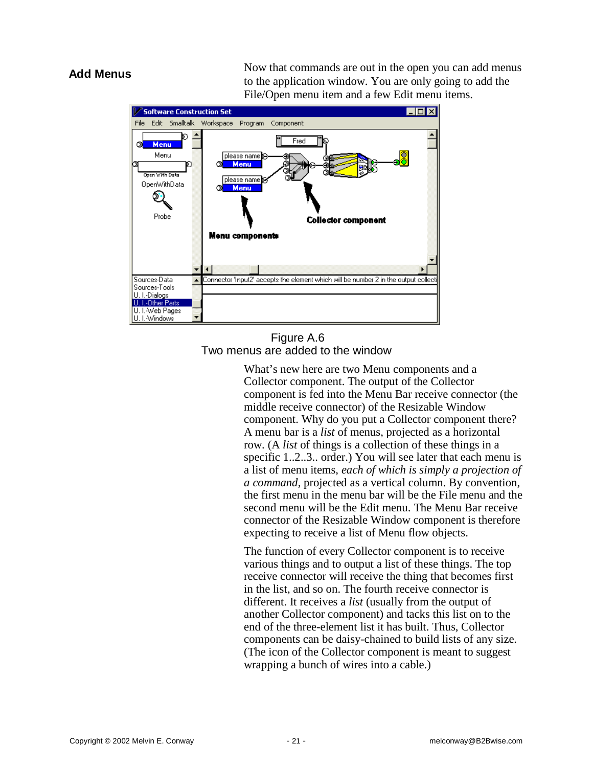## Add Menus

Now that commands are out in the open you can add menus to the application window. You are only going to add the File/Open menu item and a few Edit menu items.

Figure A.6
Two menus are added to the window

What's new here are two Menu components and a Collector component. The output of the Collector component is fed into the Menu Bar receive connector (the middle receive connector) of the Resizable Window component. Why do you put a Collector component there? A menu bar is a *list* of menus, projected as a horizontal row. (A *list* of things is a collection of these things in a specific 1..2..3.. order.) You will see later that each menu is a list of menu items, *each of which is simply a projection of a command*, projected as a vertical column. By convention, the first menu in the menu bar will be the File menu and the second menu will be the Edit menu. The Menu Bar receive connector of the Resizable Window component is therefore expecting to receive a list of Menu flow objects.

The function of every Collector component is to receive various things and to output a list of these things. The top receive connector will receive the thing that becomes first in the list, and so on. The fourth receive connector is different. It receives a *list* (usually from the output of another Collector component) and tacks this list on to the end of the three-element list it has built. Thus, Collector components can be daisy-chained to build lists of any size. (The icon of the Collector component is meant to suggest wrapping a bunch of wires into a cable.)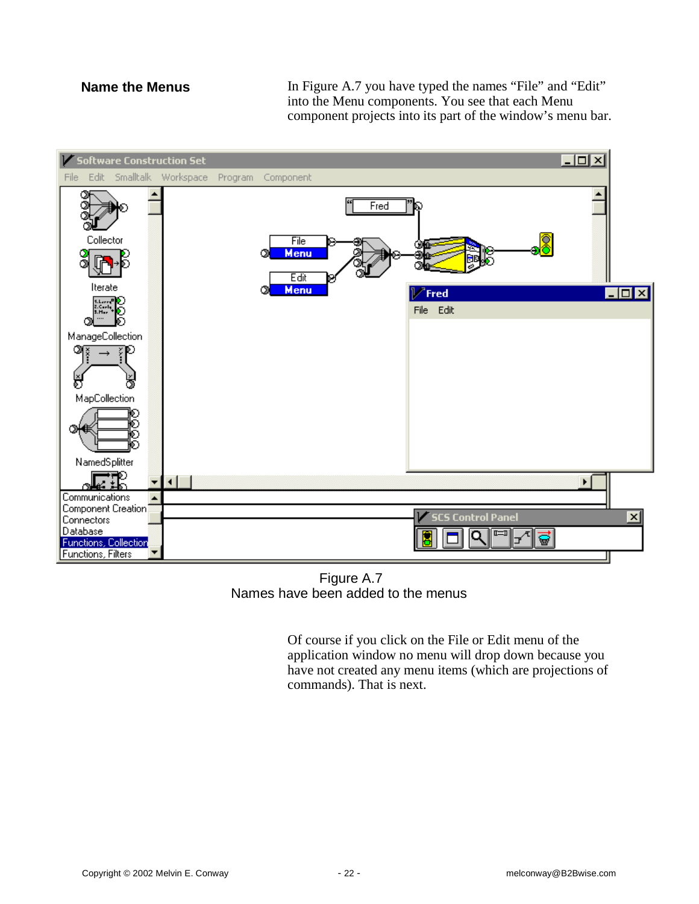### Name the Menus

In Figure A.7 you have typed the names “File” and “Edit” into the Menu components. You see that each Menu component projects into its part of the window’s menu bar.

Figure A.7
Names have been added to the menus

Of course if you click on the File or Edit menu of the application window no menu will drop down because you have not created any menu items (which are projections of commands). That is next.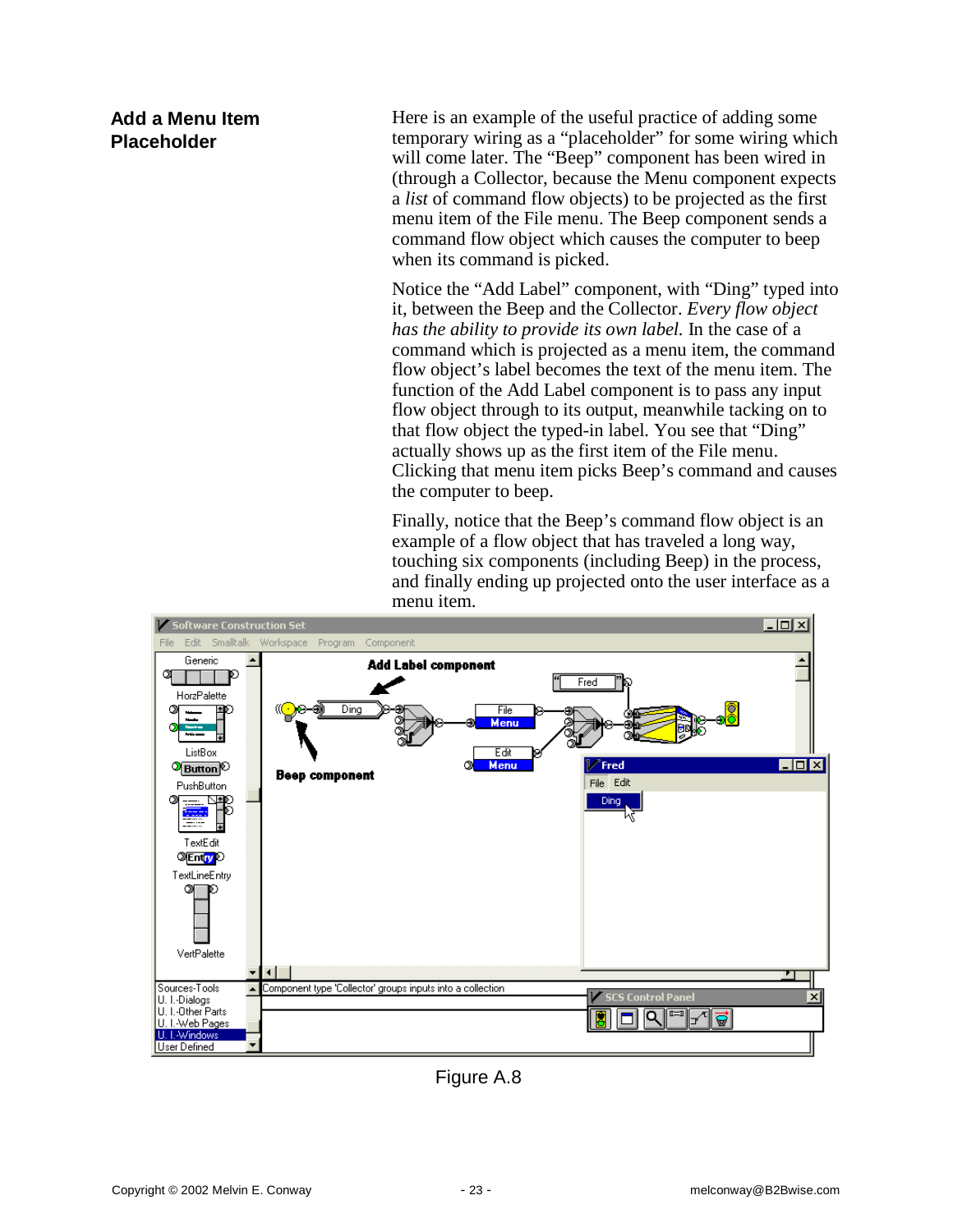## Add a Menu Item Placeholder

Here is an example of the useful practice of adding some temporary wiring as a "placeholder" for some wiring which will come later. The "Beep" component has been wired in (through a Collector, because the Menu component expects a *list* of command flow objects) to be projected as the first menu item of the File menu. The Beep component sends a command flow object which causes the computer to beep when its command is picked.

Notice the "Add Label" component, with "Ding" typed into it, between the Beep and the Collector. *Every flow object has the ability to provide its own label.* In the case of a command which is projected as a menu item, the command flow object's label becomes the text of the menu item. The function of the Add Label component is to pass any input flow object through to its output, meanwhile tacking on to that flow object the typed-in label. You see that "Ding" actually shows up as the first item of the File menu. Clicking that menu item picks Beep's command and causes the computer to beep.

Finally, notice that the Beep's command flow object is an example of a flow object that has traveled a long way, touching six components (including Beep) in the process, and finally ending up projected onto the user interface as a menu item.

Figure A.8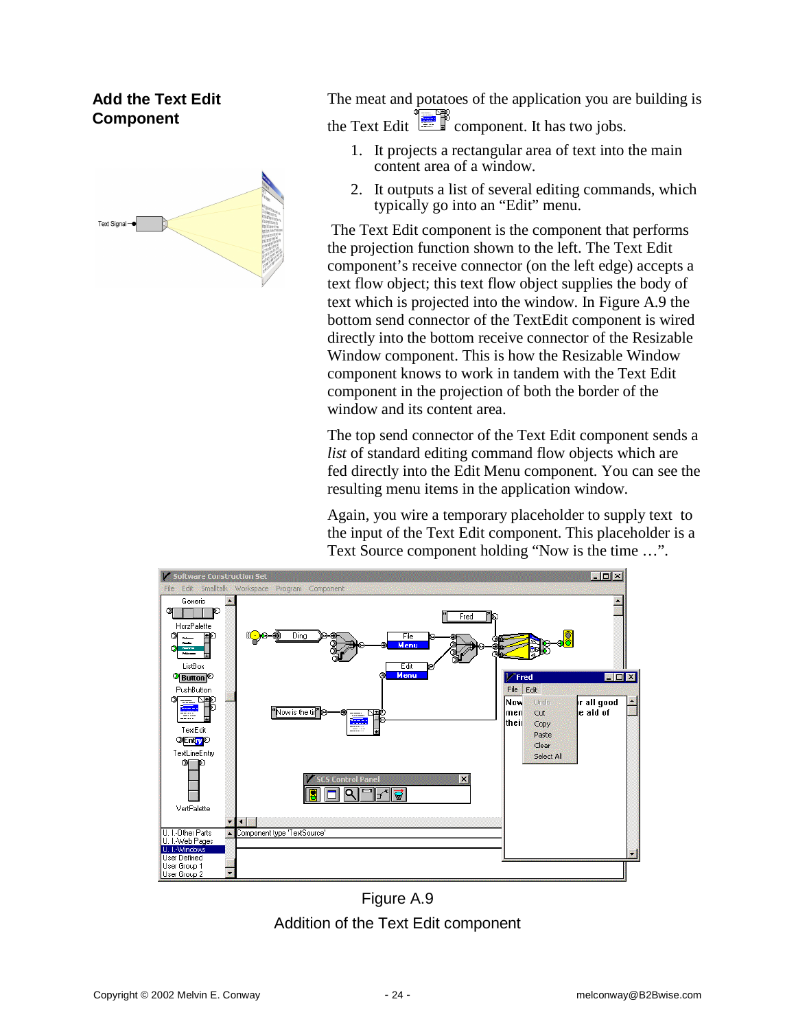## Add the Text Edit Component

The meat and potatoes of the application you are building is the Text Edit component. It has two jobs.

1. It projects a rectangular area of text into the main content area of a window.
2. It outputs a list of several editing commands, which typically go into an “Edit” menu.

The Text Edit component is the component that performs the projection function shown to the left. The Text Edit component’s receive connector (on the left edge) accepts a text flow object; this text flow object supplies the body of text which is projected into the window. In Figure A.9 the bottom send connector of the TextEdit component is wired directly into the bottom receive connector of the Resizable Window component. This is how the Resizable Window component knows to work in tandem with the Text Edit component in the projection of both the border of the window and its content area.

The top send connector of the Text Edit component sends a *list* of standard editing command flow objects which are fed directly into the Edit Menu component. You can see the resulting menu items in the application window.

Again, you wire a temporary placeholder to supply text to the input of the Text Edit component. This placeholder is a Text Source component holding “Now is the time …”.

Figure A.9

Addition of the Text Edit component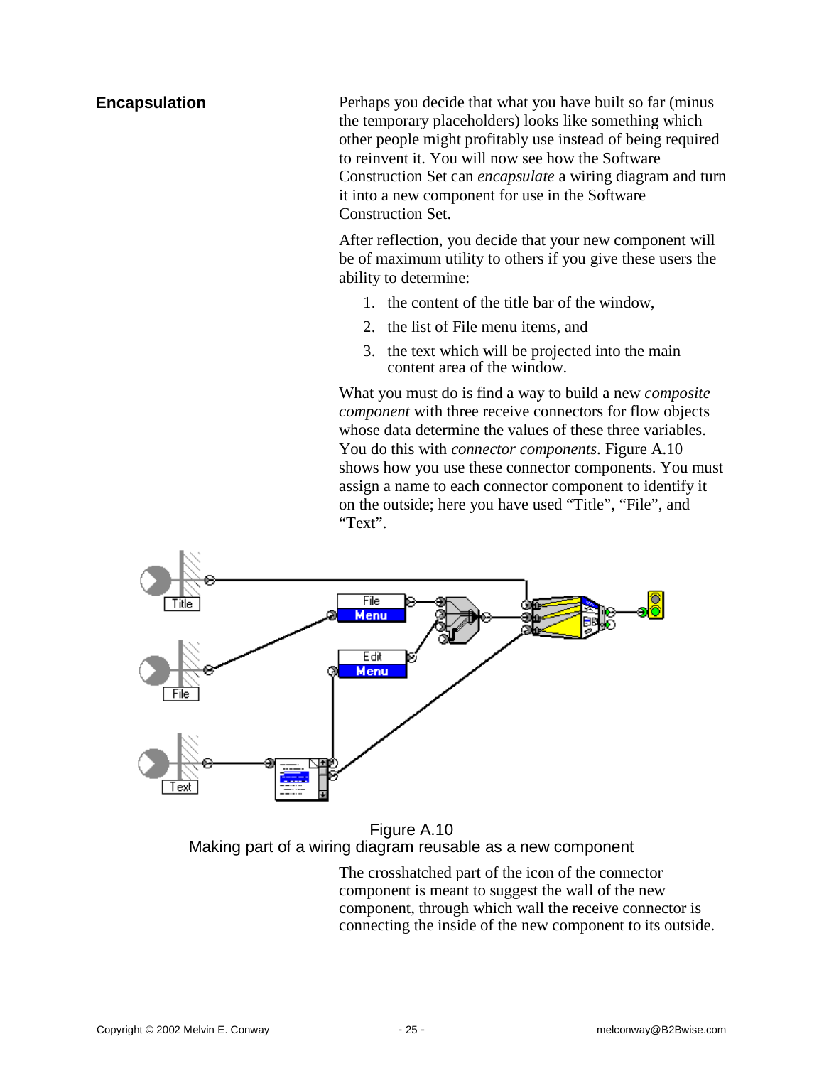## Encapsulation

Perhaps you decide that what you have built so far (minus the temporary placeholders) looks like something which other people might profitably use instead of being required to reinvent it. You will now see how the Software Construction Set can *encapsulate* a wiring diagram and turn it into a new component for use in the Software Construction Set.

After reflection, you decide that your new component will be of maximum utility to others if you give these users the ability to determine:

1. the content of the title bar of the window,
2. the list of File menu items, and
3. the text which will be projected into the main content area of the window.

What you must do is find a way to build a new *composite component* with three receive connectors for flow objects whose data determine the values of these three variables. You do this with *connector components*. Figure A.10 shows how you use these connector components. You must assign a name to each connector component to identify it on the outside; here you have used “Title”, “File”, and “Text”.

Figure A.10
Making part of a wiring diagram reusable as a new component

The crosshatched part of the icon of the connector component is meant to suggest the wall of the new component, through which wall the receive connector is connecting the inside of the new component to its outside.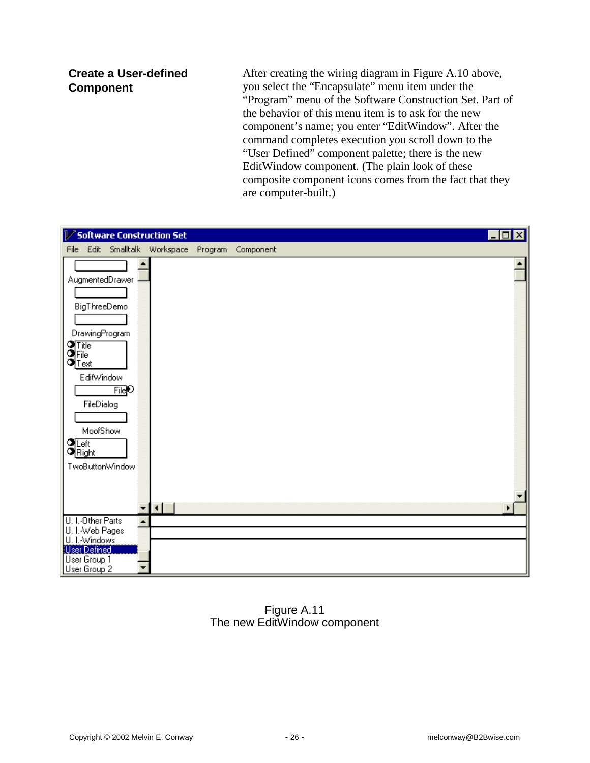### Create a User-defined Component

After creating the wiring diagram in Figure A.10 above, you select the “Encapsulate” menu item under the “Program” menu of the Software Construction Set. Part of the behavior of this menu item is to ask for the new component’s name; you enter “EditWindow”. After the command completes execution you scroll down to the “User Defined” component palette; there is the new EditWindow component. (The plain look of these composite component icons comes from the fact that they are computer-built.)

Figure A.11
The new EditWindow component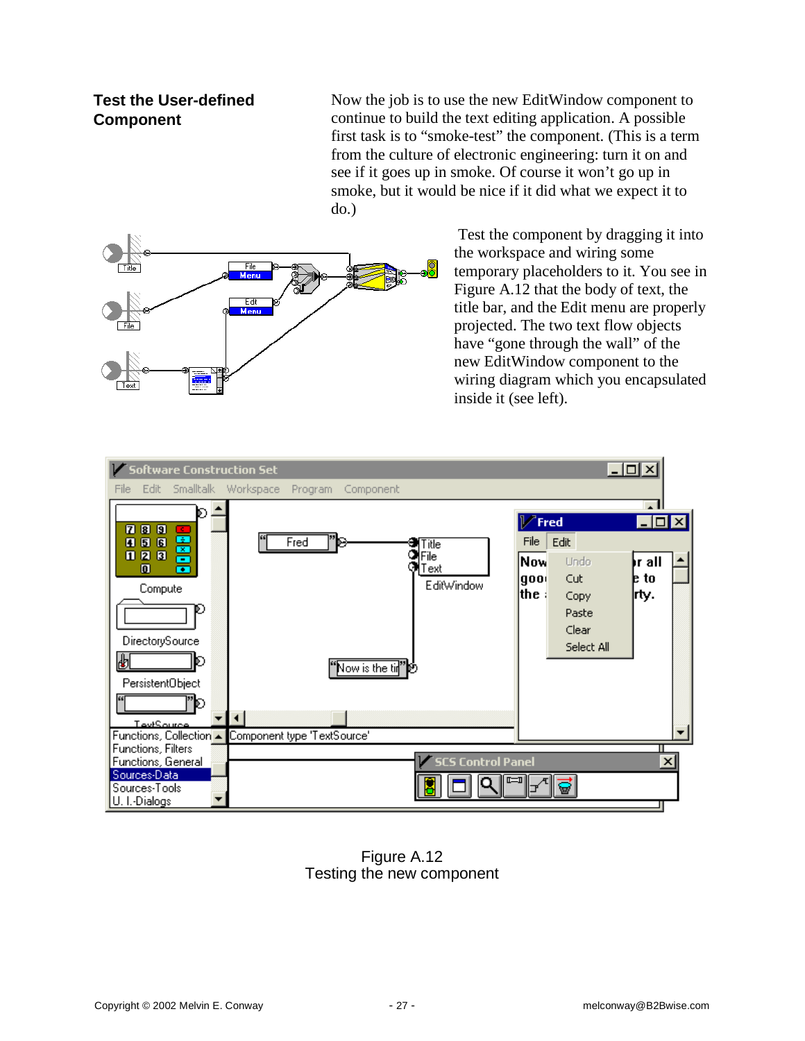## Test the User-defined Component

Now the job is to use the new EditWindow component to continue to build the text editing application. A possible first task is to "smoke-test" the component. (This is a term from the culture of electronic engineering: turn it on and see if it goes up in smoke. Of course it won't go up in smoke, but it would be nice if it did what we expect it to do.)

Test the component by dragging it into the workspace and wiring some temporary placeholders to it. You see in Figure A.12 that the body of text, the title bar, and the Edit menu are properly projected. The two text flow objects have "gone through the wall" of the new EditWindow component to the wiring diagram which you encapsulated inside it (see left).

Figure A.12
Testing the new component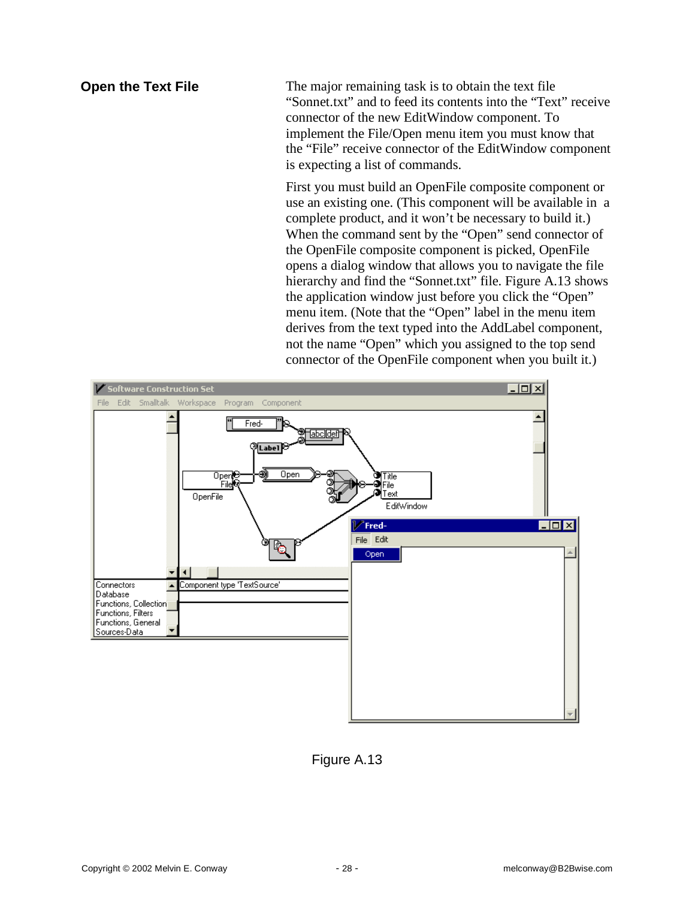## Open the Text File

The major remaining task is to obtain the text file "Sonnet.txt" and to feed its contents into the "Text" receive connector of the new EditWindow component. To implement the File/Open menu item you must know that the "File" receive connector of the EditWindow component is expecting a list of commands.

First you must build an OpenFile composite component or use an existing one. (This component will be available in a complete product, and it won't be necessary to build it.) When the command sent by the "Open" send connector of the OpenFile composite component is picked, OpenFile opens a dialog window that allows you to navigate the file hierarchy and find the "Sonnet.txt" file. Figure A.13 shows the application window just before you click the "Open" menu item. (Note that the "Open" label in the menu item derives from the text typed into the AddLabel component, not the name "Open" which you assigned to the top send connector of the OpenFile component when you built it.)

Figure A.13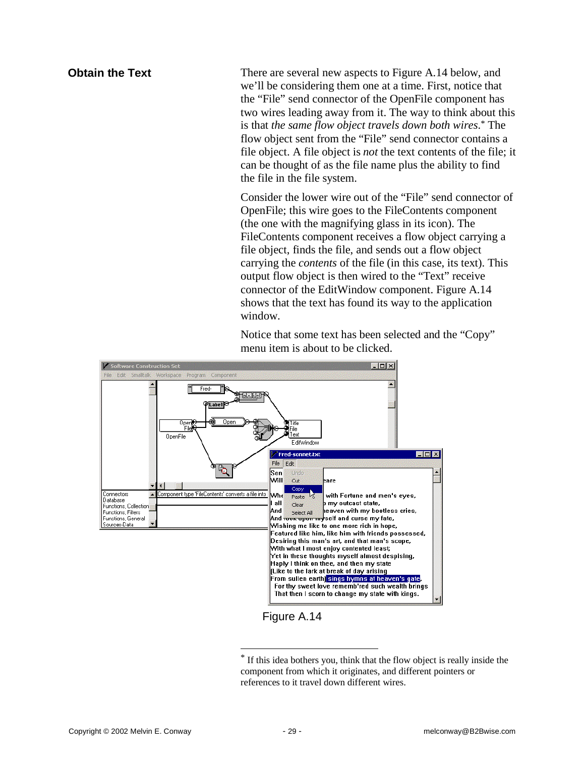## Obtain the Text

There are several new aspects to Figure A.14 below, and we'll be considering them one at a time. First, notice that the "File" send connector of the OpenFile component has two wires leading away from it. The way to think about this is that *the same flow object travels down both wires*.* The flow object sent from the "File" send connector contains a file object. A file object is *not* the text contents of the file; it can be thought of as the file name plus the ability to find the file in the file system.

Consider the lower wire out of the "File" send connector of OpenFile; this wire goes to the FileContents component (the one with the magnifying glass in its icon). The FileContents component receives a flow object carrying a file object, finds the file, and sends out a flow object carrying the *contents* of the file (in this case, its text). This output flow object is then wired to the "Text" receive connector of the EditWindow component. Figure A.14 shows that the text has found its way to the application window.

Notice that some text has been selected and the "Copy" menu item is about to be clicked.

Figure A.14

* If this idea bothers you, think that the flow object is really inside the component from which it originates, and different pointers or references to it travel down different wires.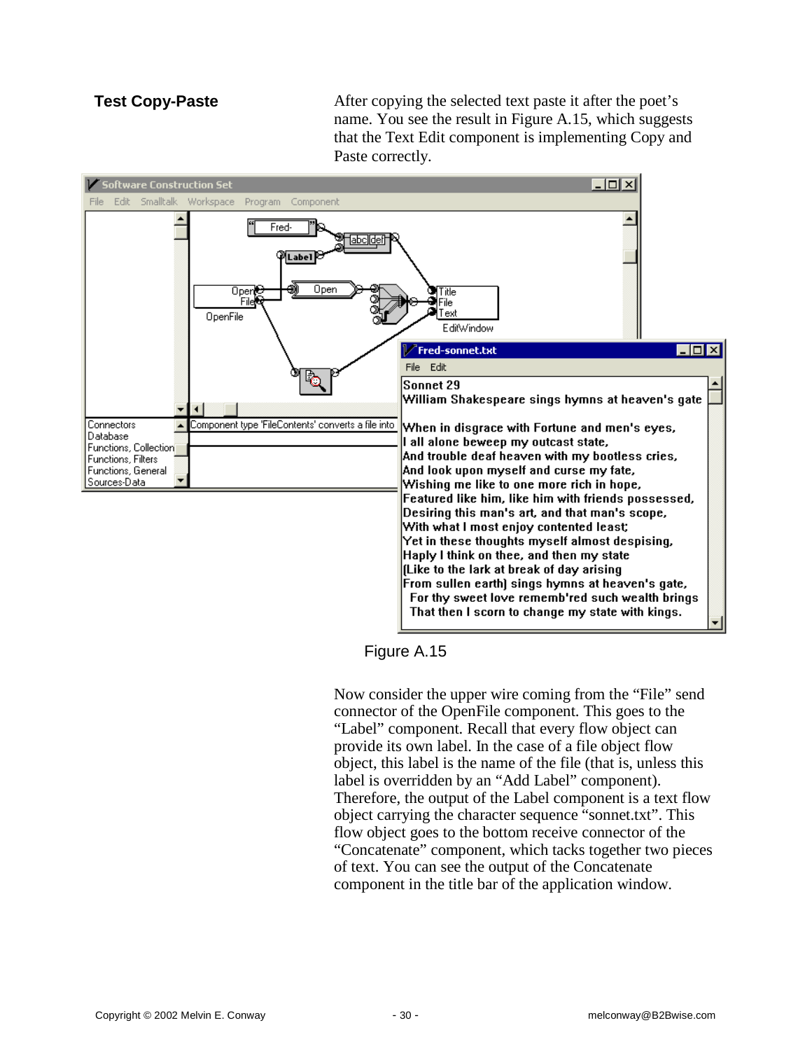**Test Copy-Paste**

After copying the selected text paste it after the poet's name. You see the result in Figure A.15, which suggests that the Text Edit component is implementing Copy and Paste correctly.

Figure A.15

Now consider the upper wire coming from the "File" send connector of the OpenFile component. This goes to the "Label" component. Recall that every flow object can provide its own label. In the case of a file object flow object, this label is the name of the file (that is, unless this label is overridden by an "Add Label" component). Therefore, the output of the Label component is a text flow object carrying the character sequence "sonnet.txt". This flow object goes to the bottom receive connector of the "Concatenate" component, which tacks together two pieces of text. You can see the output of the Concatenate component in the title bar of the application window.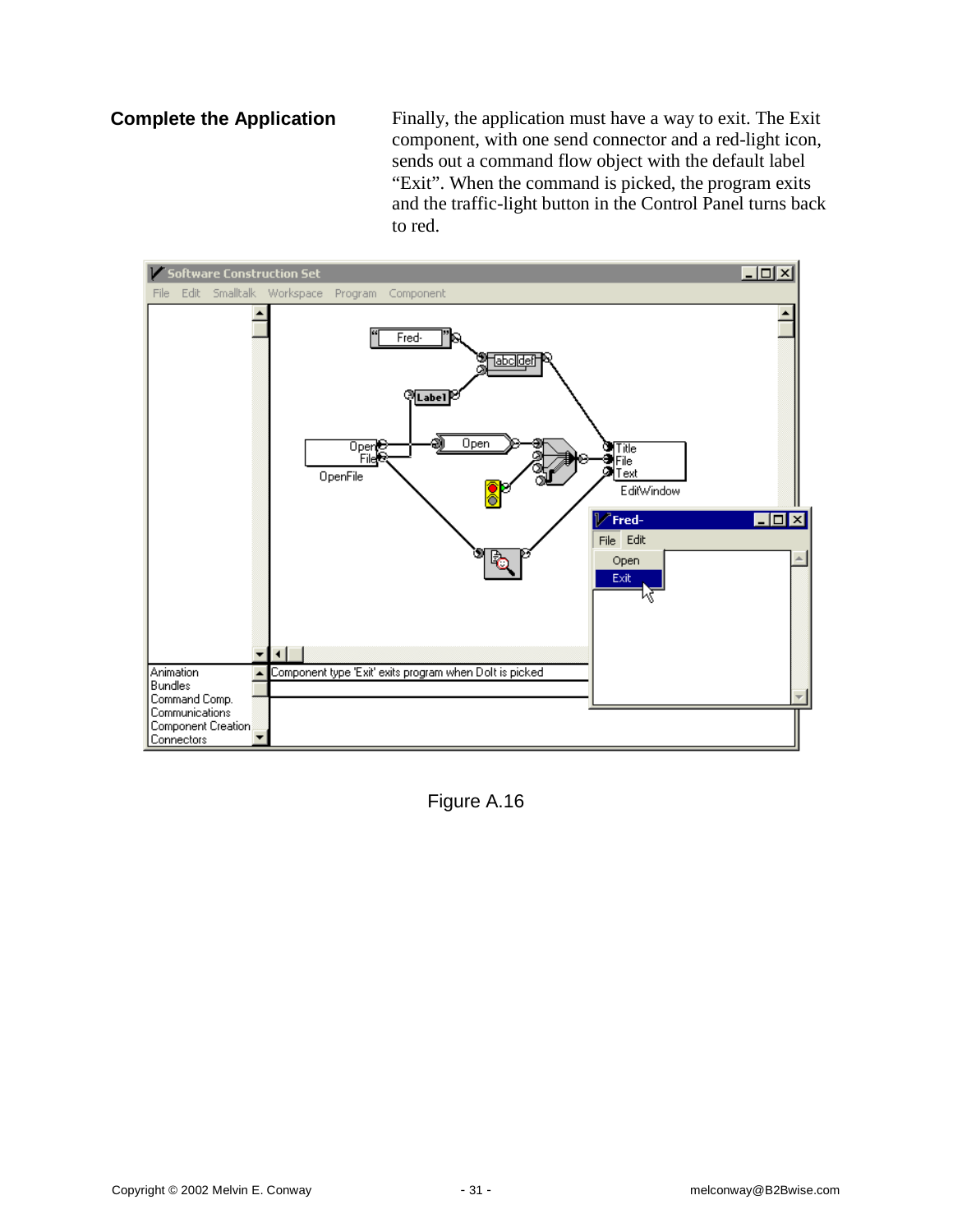## Complete the Application

Finally, the application must have a way to exit. The Exit component, with one send connector and a red-light icon, sends out a command flow object with the default label "Exit". When the command is picked, the program exits and the traffic-light button in the Control Panel turns back to red.

Figure A.16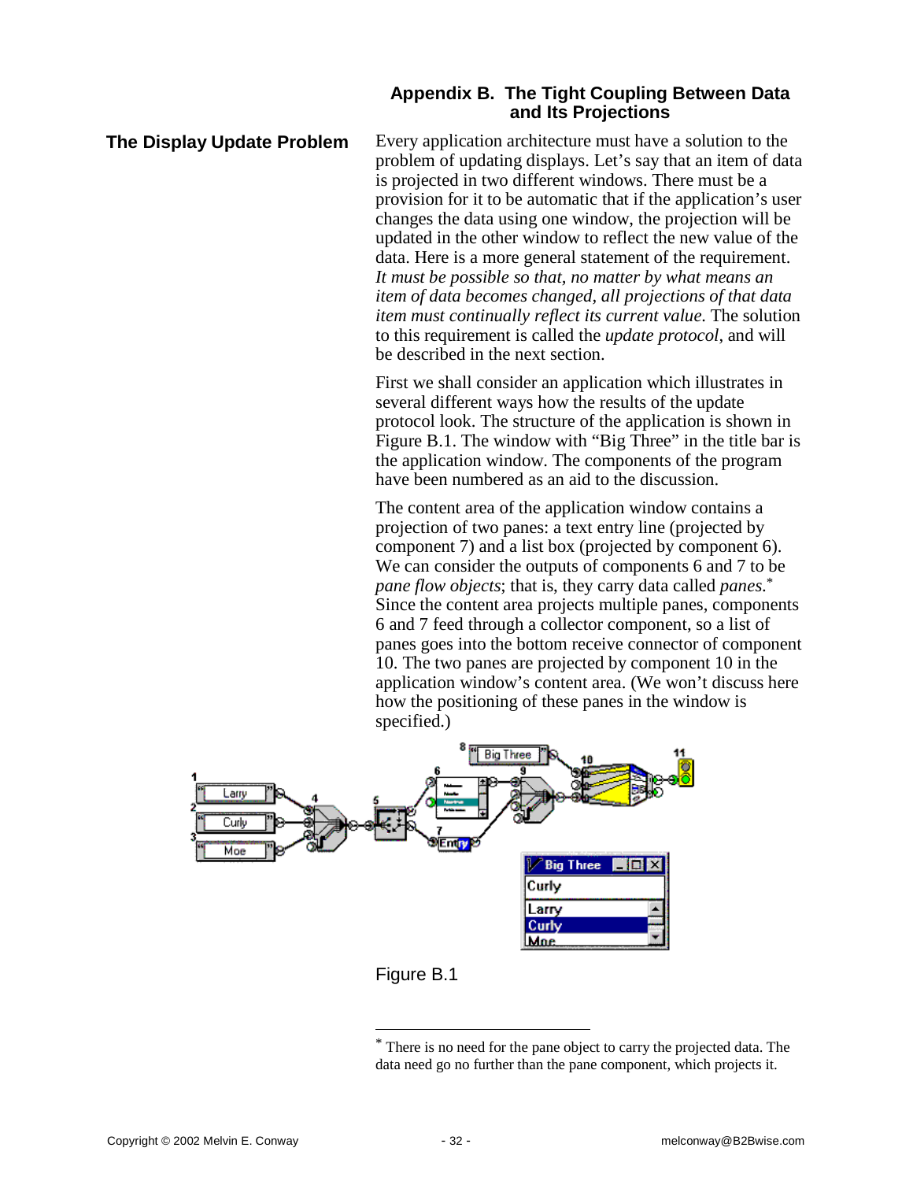## Appendix B. The Tight Coupling Between Data and Its Projections

### The Display Update Problem

Every application architecture must have a solution to the problem of updating displays. Let's say that an item of data is projected in two different windows. There must be a provision for it to be automatic that if the application's user changes the data using one window, the projection will be updated in the other window to reflect the new value of the data. Here is a more general statement of the requirement. *It must be possible so that, no matter by what means an item of data becomes changed, all projections of that data item must continually reflect its current value.* The solution to this requirement is called the *update protocol*, and will be described in the next section.

First we shall consider an application which illustrates in several different ways how the results of the update protocol look. The structure of the application is shown in Figure B.1. The window with "Big Three" in the title bar is the application window. The components of the program have been numbered as an aid to the discussion.

The content area of the application window contains a projection of two panes: a text entry line (projected by component 7) and a list box (projected by component 6). We can consider the outputs of components 6 and 7 to be *pane flow objects*; that is, they carry data called *panes*.* Since the content area projects multiple panes, components 6 and 7 feed through a collector component, so a list of panes goes into the bottom receive connector of component 10. The two panes are projected by component 10 in the application window's content area. (We won't discuss here how the positioning of these panes in the window is specified.)

Figure B.1

\* There is no need for the pane object to carry the projected data. The data need go no further than the pane component, which projects it.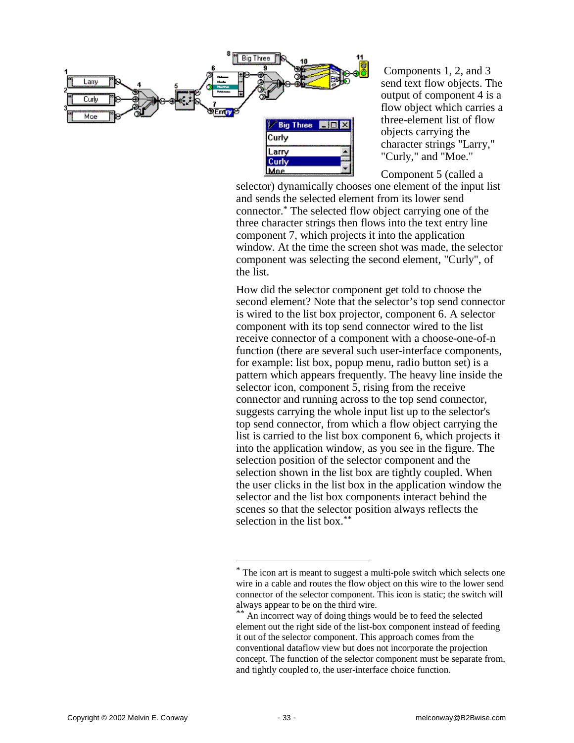Components 1, 2, and 3 send text flow objects. The output of component 4 is a flow object which carries a three-element list of flow objects carrying the character strings "Larry," "Curly," and "Moe."

Component 5 (called a selector) dynamically chooses one element of the input list and sends the selected element from its lower send connector.* The selected flow object carrying one of the three character strings then flows into the text entry line component 7, which projects it into the application window. At the time the screen shot was made, the selector component was selecting the second element, "Curly", of the list.

How did the selector component get told to choose the second element? Note that the selector's top send connector is wired to the list box projector, component 6. A selector component with its top send connector wired to the list receive connector of a component with a choose-one-of-n function (there are several such user-interface components, for example: list box, popup menu, radio button set) is a pattern which appears frequently. The heavy line inside the selector icon, component 5, rising from the receive connector and running across to the top send connector, suggests carrying the whole input list up to the selector's top send connector, from which a flow object carrying the list is carried to the list box component 6, which projects it into the application window, as you see in the figure. The selection position of the selector component and the selection shown in the list box are tightly coupled. When the user clicks in the list box in the application window the selector and the list box components interact behind the scenes so that the selector position always reflects the selection in the list box.**

---

* The icon art is meant to suggest a multi-pole switch which selects one wire in a cable and routes the flow object on this wire to the lower send connector of the selector component. This icon is static; the switch will always appear to be on the third wire.

** An incorrect way of doing things would be to feed the selected element out the right side of the list-box component instead of feeding it out of the selector component. This approach comes from the conventional dataflow view but does not incorporate the projection concept. The function of the selector component must be separate from, and tightly coupled to, the user-interface choice function.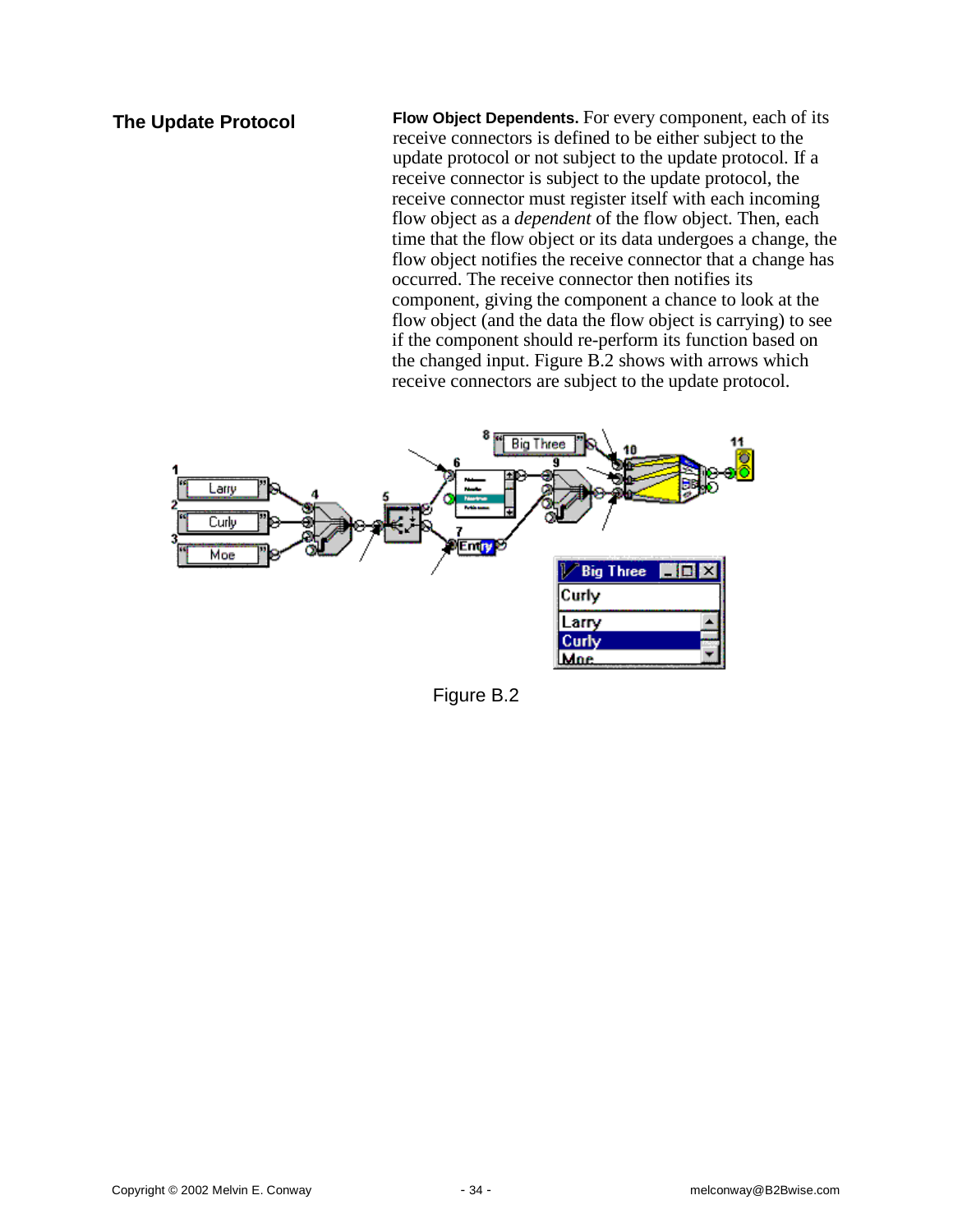## The Update Protocol

**Flow Object Dependents.** For every component, each of its receive connectors is defined to be either subject to the update protocol or not subject to the update protocol. If a receive connector is subject to the update protocol, the receive connector must register itself with each incoming flow object as a *dependent* of the flow object. Then, each time that the flow object or its data undergoes a change, the flow object notifies the receive connector that a change has occurred. The receive connector then notifies its component, giving the component a chance to look at the flow object (and the data the flow object is carrying) to see if the component should re-perform its function based on the changed input. Figure B.2 shows with arrows which receive connectors are subject to the update protocol.

Figure B.2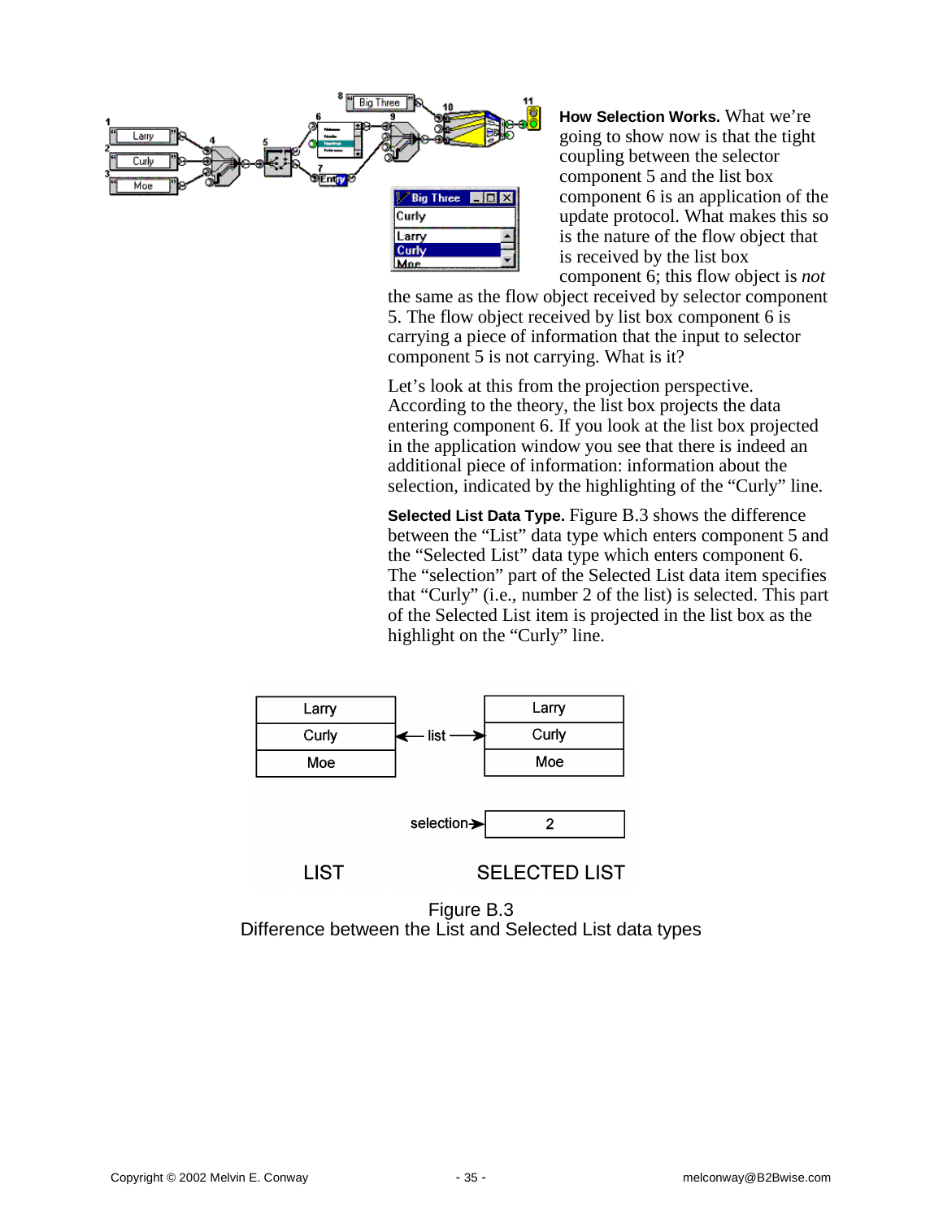**How Selection Works.** What we're going to show now is that the tight coupling between the selector component 5 and the list box component 6 is an application of the update protocol. What makes this so is the nature of the flow object that is received by the list box component 6; this flow object is *not* the same as the flow object received by selector component 5. The flow object received by list box component 6 is carrying a piece of information that the input to selector component 5 is not carrying. What is it?

Let's look at this from the projection perspective. According to the theory, the list box projects the data entering component 6. If you look at the list box projected in the application window you see that there is indeed an additional piece of information: information about the selection, indicated by the highlighting of the "Curly" line.

**Selected List Data Type.** Figure B.3 shows the difference between the "List" data type which enters component 5 and the "Selected List" data type which enters component 6. The "selection" part of the Selected List data item specifies that "Curly" (i.e., number 2 of the list) is selected. This part of the Selected List item is projected in the list box as the highlight on the "Curly" line.

Figure B.3
Difference between the List and Selected List data types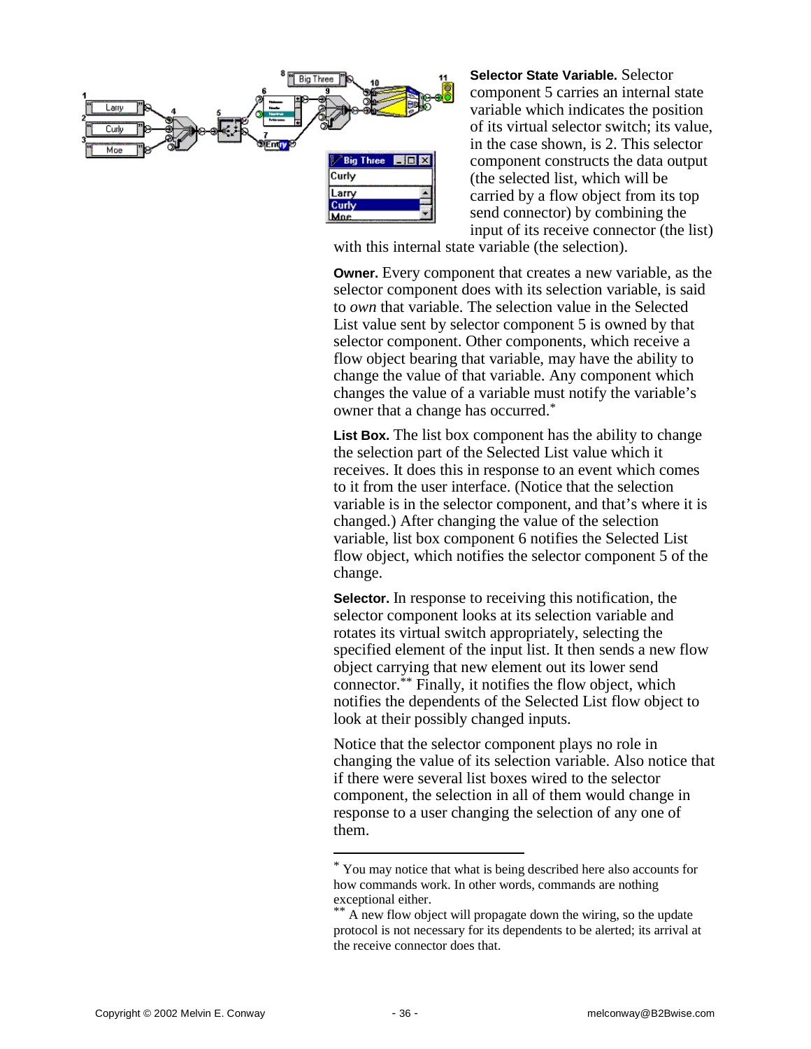**Selector State Variable.** Selector component 5 carries an internal state variable which indicates the position of its virtual selector switch; its value, in the case shown, is 2. This selector component constructs the data output (the selected list, which will be carried by a flow object from its top send connector) by combining the input of its receive connector (the list) with this internal state variable (the selection).

**Owner.** Every component that creates a new variable, as the selector component does with its selection variable, is said to *own* that variable. The selection value in the Selected List value sent by selector component 5 is owned by that selector component. Other components, which receive a flow object bearing that variable, may have the ability to change the value of that variable. Any component which changes the value of a variable must notify the variable's owner that a change has occurred.*

**List Box.** The list box component has the ability to change the selection part of the Selected List value which it receives. It does this in response to an event which comes to it from the user interface. (Notice that the selection variable is in the selector component, and that's where it is changed.) After changing the value of the selection variable, list box component 6 notifies the Selected List flow object, which notifies the selector component 5 of the change.

**Selector.** In response to receiving this notification, the selector component looks at its selection variable and rotates its virtual switch appropriately, selecting the specified element of the input list. It then sends a new flow object carrying that new element out its lower send connector.** Finally, it notifies the flow object, which notifies the dependents of the Selected List flow object to look at their possibly changed inputs.

Notice that the selector component plays no role in changing the value of its selection variable. Also notice that if there were several list boxes wired to the selector component, the selection in all of them would change in response to a user changing the selection of any one of them.

---

* You may notice that what is being described here also accounts for how commands work. In other words, commands are nothing exceptional either.

** A new flow object will propagate down the wiring, so the update protocol is not necessary for its dependents to be alerted; its arrival at the receive connector does that.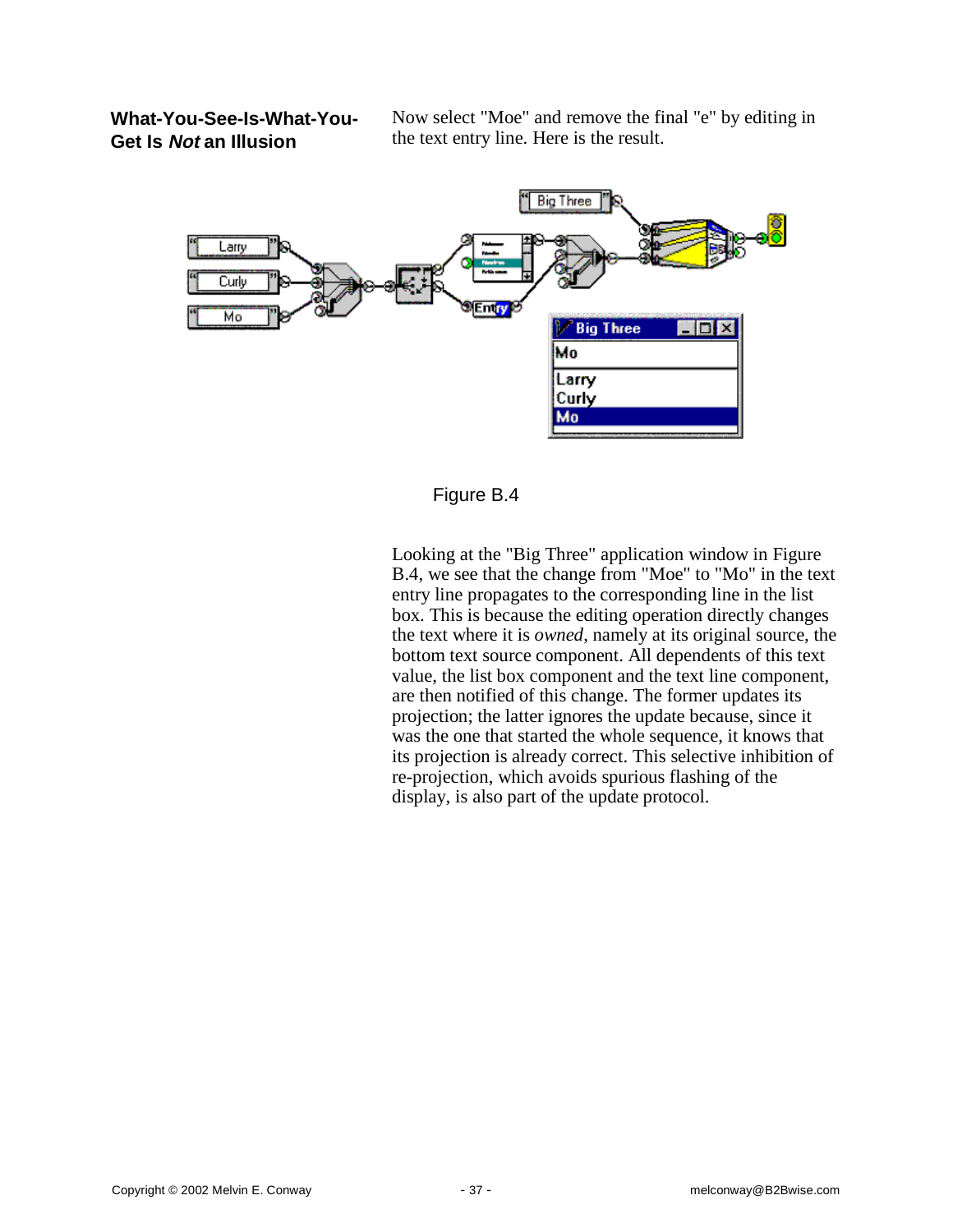## What-You-See-Is-What-You-Get Is *Not* an Illusion

Now select "Moe" and remove the final "e" by editing in the text entry line. Here is the result.

Figure B.4

Looking at the "Big Three" application window in Figure B.4, we see that the change from "Moe" to "Mo" in the text entry line propagates to the corresponding line in the list box. This is because the editing operation directly changes the text where it is *owned*, namely at its original source, the bottom text source component. All dependents of this text value, the list box component and the text line component, are then notified of this change. The former updates its projection; the latter ignores the update because, since it was the one that started the whole sequence, it knows that its projection is already correct. This selective inhibition of re-projection, which avoids spurious flashing of the display, is also part of the update protocol.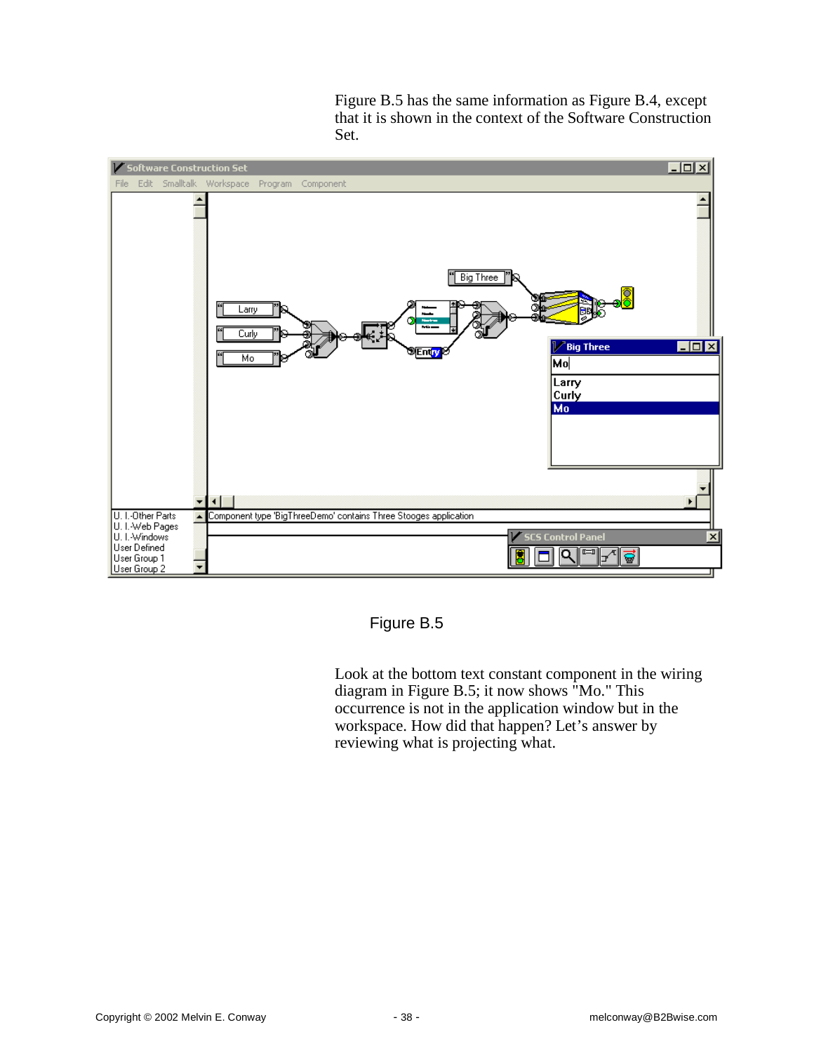Figure B.5 has the same information as Figure B.4, except that it is shown in the context of the Software Construction Set.

Figure B.5

Look at the bottom text constant component in the wiring diagram in Figure B.5; it now shows "Mo." This occurrence is not in the application window but in the workspace. How did that happen? Let's answer by reviewing what is projecting what.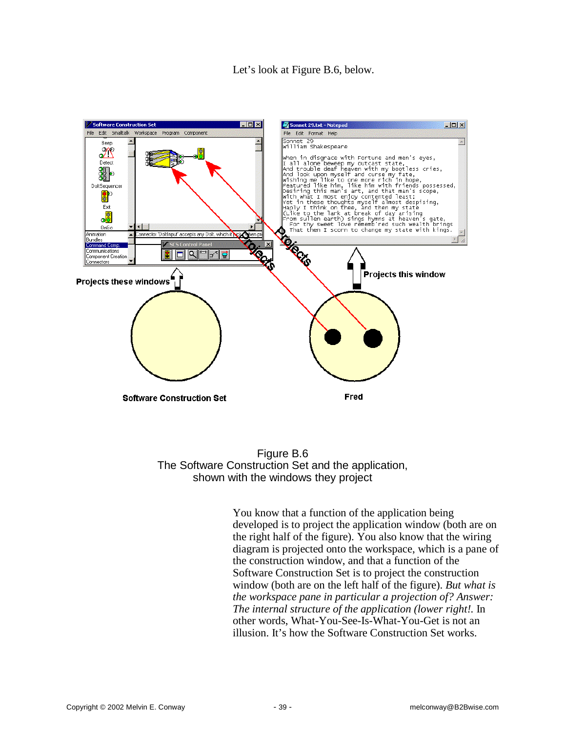Let’s look at Figure B.6, below.

Figure B.6
The Software Construction Set and the application, shown with the windows they project

You know that a function of the application being developed is to project the application window (both are on the right half of the figure). You also know that the wiring diagram is projected onto the workspace, which is a pane of the construction window, and that a function of the Software Construction Set is to project the construction window (both are on the left half of the figure). *But what is the workspace pane in particular a projection of? Answer: The internal structure of the application (lower right!.* In other words, What-You-See-Is-What-You-Get is not an illusion. It’s how the Software Construction Set works.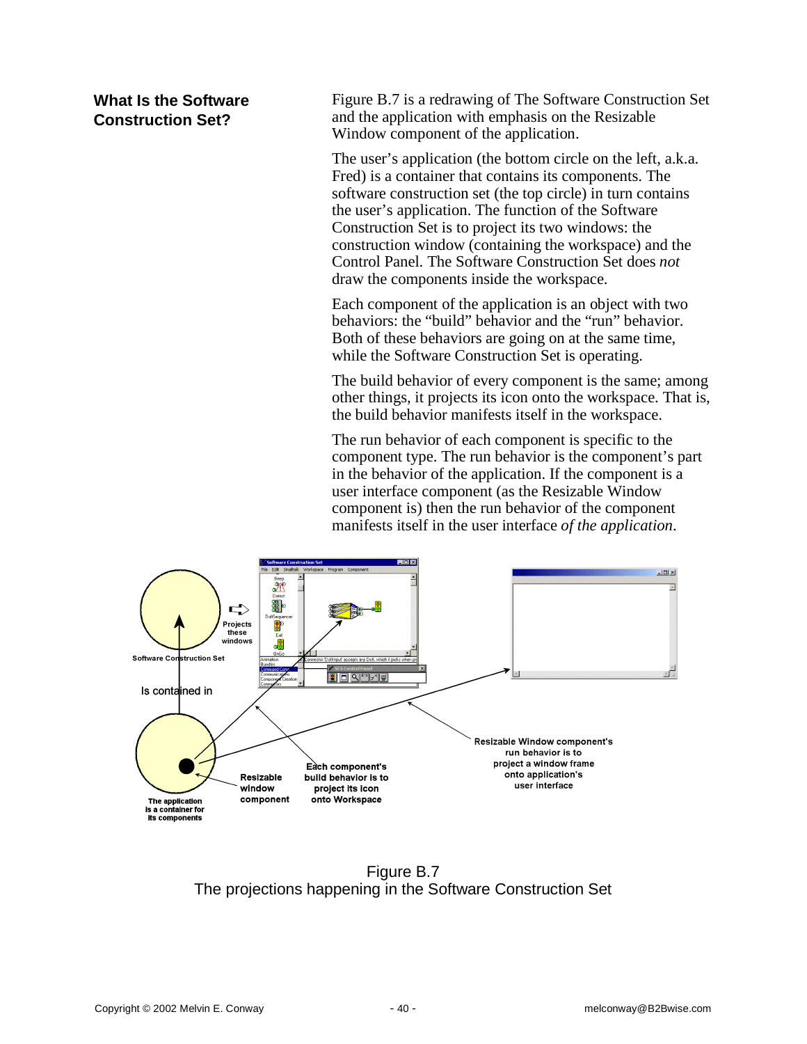## What Is the Software Construction Set?

Figure B.7 is a redrawing of The Software Construction Set and the application with emphasis on the Resizable Window component of the application.

The user's application (the bottom circle on the left, a.k.a. Fred) is a container that contains its components. The software construction set (the top circle) in turn contains the user's application. The function of the Software Construction Set is to project its two windows: the construction window (containing the workspace) and the Control Panel. The Software Construction Set does *not* draw the components inside the workspace.

Each component of the application is an object with two behaviors: the "build" behavior and the "run" behavior. Both of these behaviors are going on at the same time, while the Software Construction Set is operating.

The build behavior of every component is the same; among other things, it projects its icon onto the workspace. That is, the build behavior manifests itself in the workspace.

The run behavior of each component is specific to the component type. The run behavior is the component's part in the behavior of the application. If the component is a user interface component (as the Resizable Window component is) then the run behavior of the component manifests itself in the user interface *of the application*.

Figure B.7
The projections happening in the Software Construction Set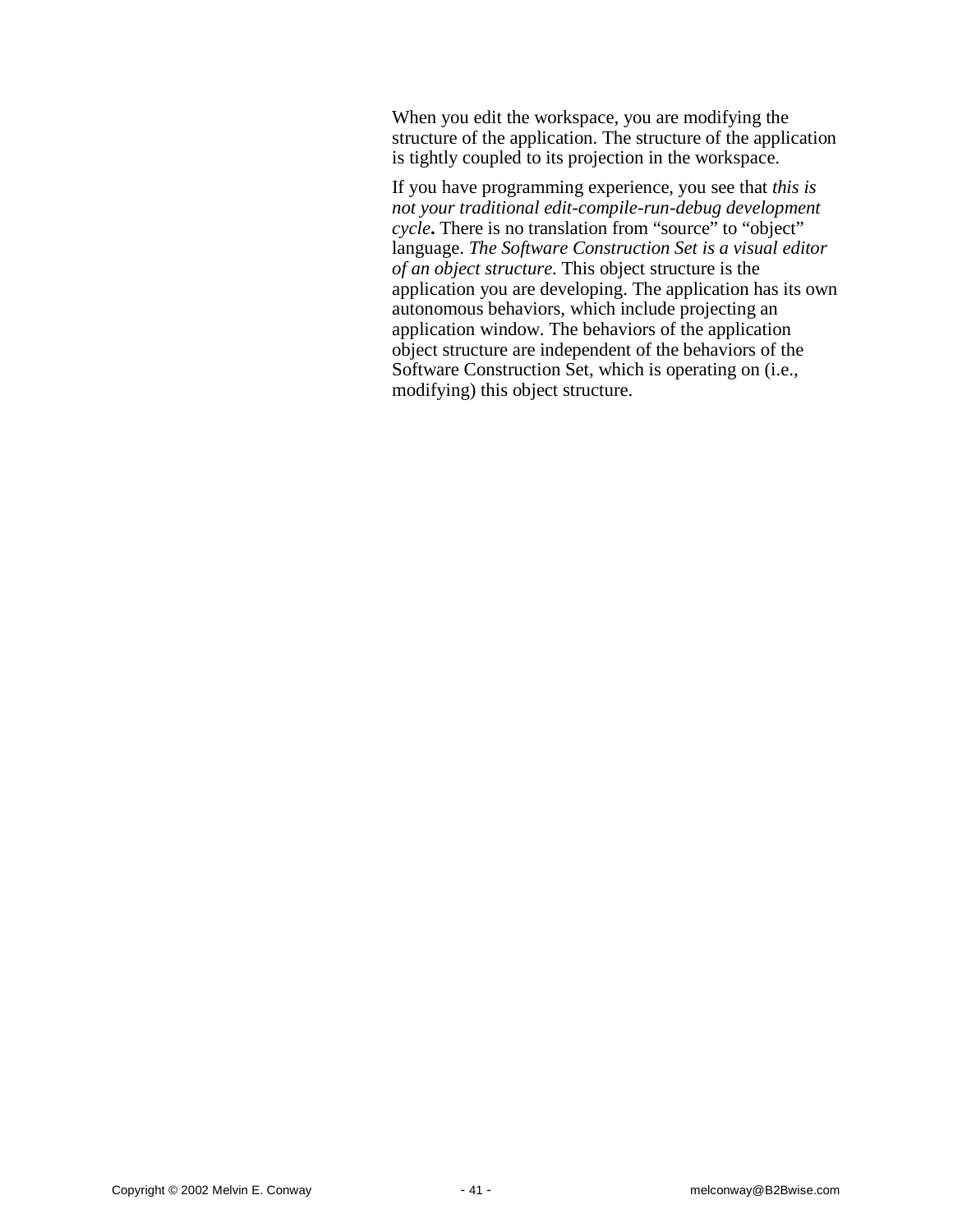When you edit the workspace, you are modifying the structure of the application. The structure of the application is tightly coupled to its projection in the workspace.

If you have programming experience, you see that *this is not your traditional edit-compile-run-debug development cycle***.** There is no translation from “source” to “object” language. *The Software Construction Set is a visual editor of an object structure.* This object structure is the application you are developing. The application has its own autonomous behaviors, which include projecting an application window. The behaviors of the application object structure are independent of the behaviors of the Software Construction Set, which is operating on (i.e., modifying) this object structure.